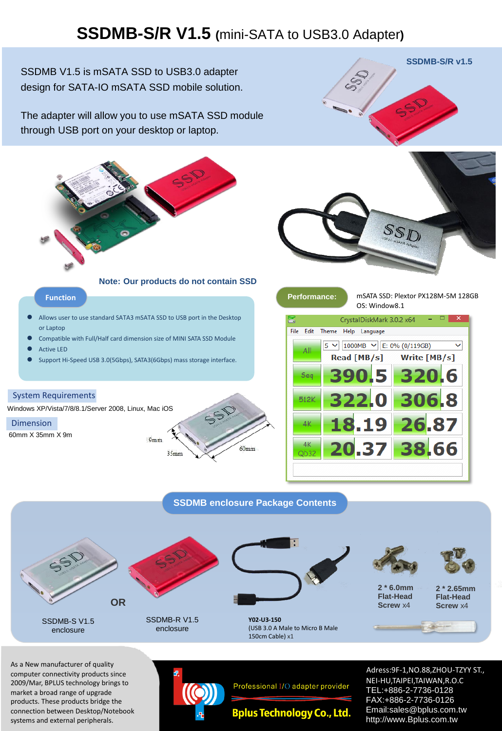# SSDMB-S/R V1.5 (mini-SATA to USB3.0 Adapter)

SSDMB V1.5 is mSATA SSD to USB3.0 adapter design for SATA-IO mSATA SSD mobile solution.

The adapter will allow you to use mSATA SSD module through USB port on your desktop or laptop.

**SSDMB-S/R v1.5**

**Note: Our products do not contain SSD**

## Function

- Allows user to use standard SATA3 mSATA SSD to USB port in the Desktop or Laptop
- Compatible with Full/Half card dimension size of MINI SATA SSD Module
- Active LED
- Support Hi-Speed USB 3.0(5Gbps), SATA3(6Gbps) mass storage interface.

## Performance:

mSATA SSD: Plextor PX128M-5M 128GB
OS: Window8.1

CrystalDiskMark 3.0.2 x64 (5, 1000MB, E: 0% (0/119GB))

| All | Read [MB/s] | Write [MB/s] |
|---|---|---|
| Seq | 390.5 | 320.6 |
| 512K | 322.0 | 306.8 |
| 4K | 18.19 | 26.87 |
| 4K QD32 | 20.37 | 38.66 |

## System Requirements

Windows XP/Vista/7/8/8.1/Server 2008, Linux, Mac iOS

## Dimension

60mm X 35mm X 9m

## SSDMB enclosure Package Contents

- SSDMB-S V1.5 enclosure OR SSDMB-R V1.5 enclosure
- **Y02-U3-150** (USB 3.0 A Male to Micro B Male 150cm Cable) x1
- 2 * 6.0mm Flat-Head Screw x4
- 2 * 2.65mm Flat-Head Screw x4

As a New manufacturer of quality computer connectivity products since 2009/Mar, BPLUS technology brings to market a broad range of upgrade products. These products bridge the connection between Desktop/Notebook systems and external peripherals.

Professional I/O adapter provider

**Bplus Technology Co., Ltd.**

Adress:9F-1,NO.88,ZHOU-TZYY ST., NEI-HU,TAIPEI,TAIWAN,R.O.C
TEL:+886-2-7736-0128
FAX:+886-2-7736-0126
Email:sales@bplus.com.tw
http://www.Bplus.com.tw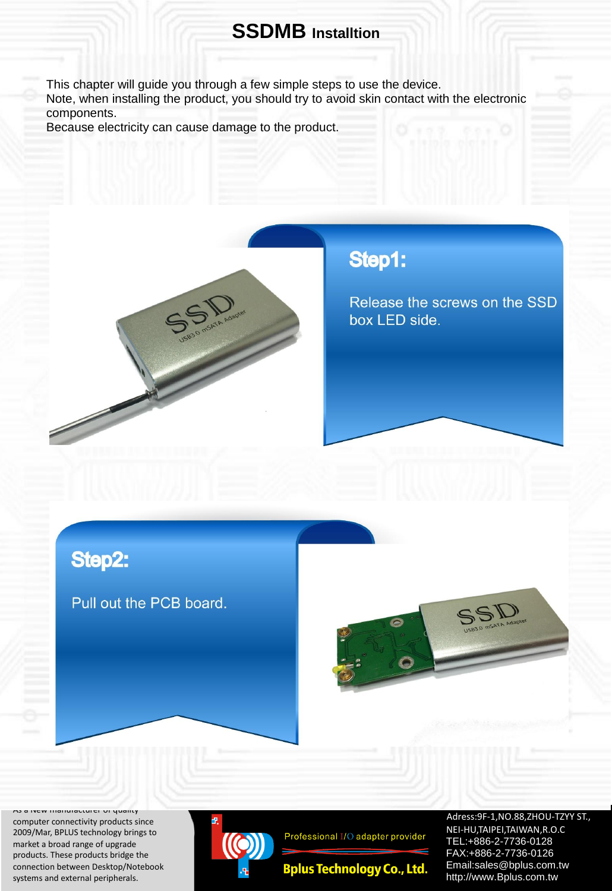# SSDMB Installtion

This chapter will guide you through a few simple steps to use the device.
Note, when installing the product, you should try to avoid skin contact with the electronic components.
Because electricity can cause damage to the product.

## Step1:

Release the screws on the SSD box LED side.

## Step2:

Pull out the PCB board.

As a New manufacturer of quality computer connectivity products since 2009/Mar, BPLUS technology brings to market a broad range of upgrade products. These products bridge the connection between Desktop/Notebook systems and external peripherals.

Professional I/O adapter provider

Bplus Technology Co., Ltd.

Adress:9F-1,NO.88,ZHOU-TZYY ST., NEI-HU,TAIPEI,TAIWAN,R.O.C
TEL:+886-2-7736-0128
FAX:+886-2-7736-0126
Email:sales@bplus.com.tw
http://www.Bplus.com.tw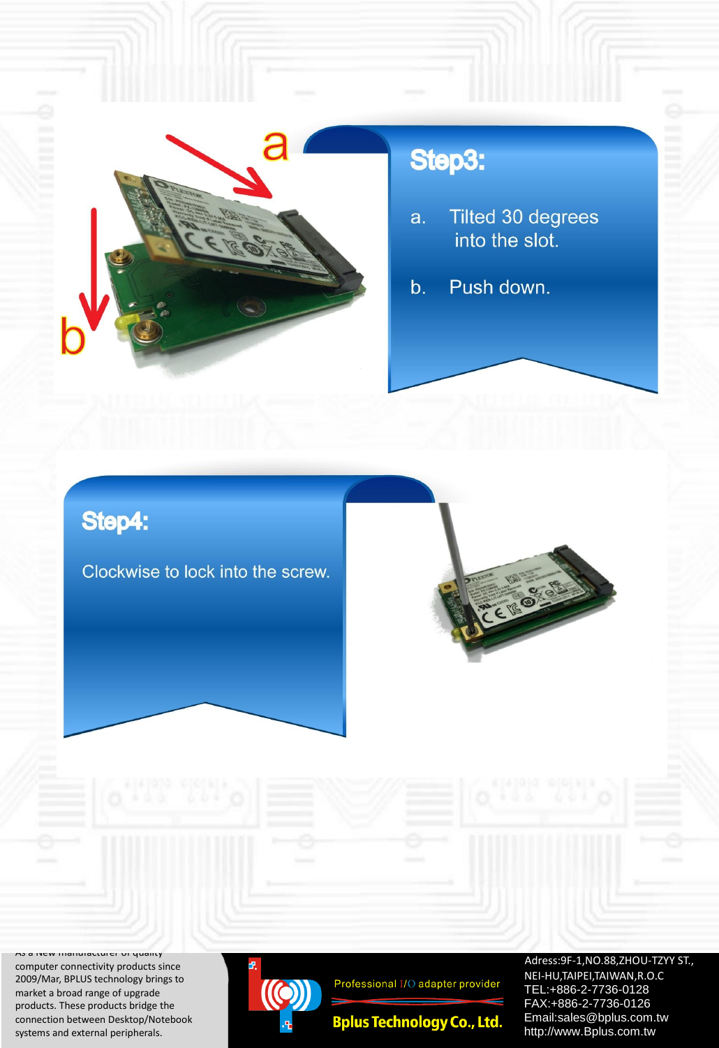## Step3:

a. Tilted 30 degrees into the slot.

b. Push down.

## Step4:

Clockwise to lock into the screw.

As a New manufacturer of quality computer connectivity products since 2009/Mar, BPLUS technology brings to market a broad range of upgrade products. These products bridge the connection between Desktop/Notebook systems and external peripherals.

Professional I/O adapter provider

Bplus Technology Co., Ltd.

Adress:9F-1,NO.88,ZHOU-TZYY ST., NEI-HU,TAIPEI,TAIWAN,R.O.C
TEL:+886-2-7736-0128
FAX:+886-2-7736-0126
Email:sales@bplus.com.tw
http://www.Bplus.com.tw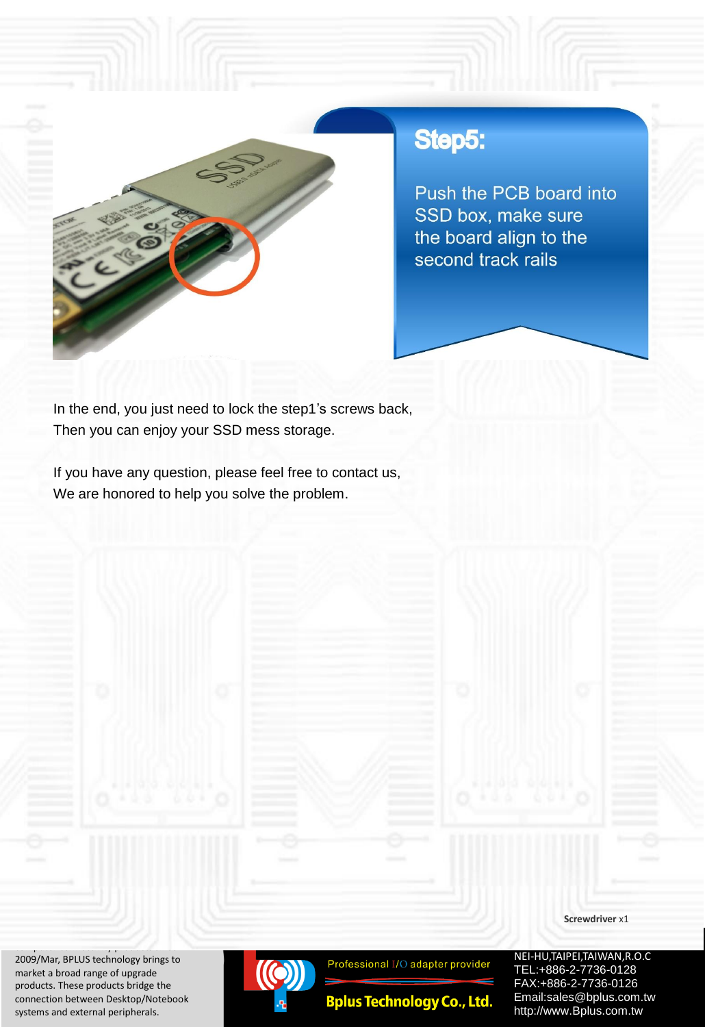## Step5:

Push the PCB board into SSD box, make sure the board align to the second track rails

In the end, you just need to lock the step1's screws back,
Then you can enjoy your SSD mess storage.

If you have any question, please feel free to contact us,
We are honored to help you solve the problem.

**Screwdriver** x1

2009/Mar, BPLUS technology brings to market a broad range of upgrade products. These products bridge the connection between Desktop/Notebook systems and external peripherals.

Professional I/O adapter provider

**Bplus Technology Co., Ltd.**

NEI-HU,TAIPEI,TAIWAN,R.O.C
TEL:+886-2-7736-0128
FAX:+886-2-7736-0126
Email:sales@bplus.com.tw
http://www.Bplus.com.tw